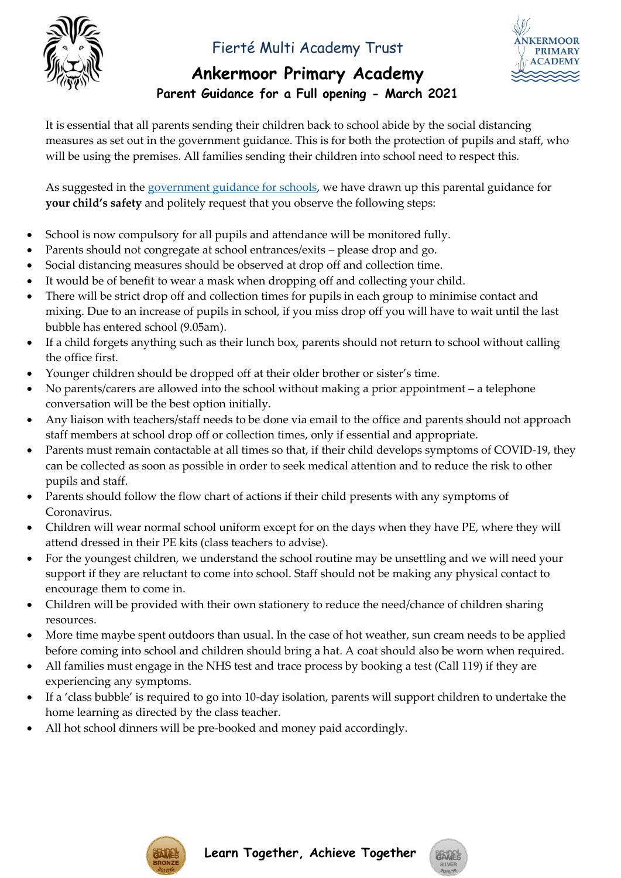Fierté Multi Academy Trust

# Ankermoor Primary Academy

## Parent Guidance for a Full opening - March 2021

It is essential that all parents sending their children back to school abide by the social distancing measures as set out in the government guidance. This is for both the protection of pupils and staff, who will be using the premises. All families sending their children into school need to respect this.

As suggested in the government guidance for schools, we have drawn up this parental guidance for **your child's safety** and politely request that you observe the following steps:

- School is now compulsory for all pupils and attendance will be monitored fully.
- Parents should not congregate at school entrances/exits – please drop and go.
- Social distancing measures should be observed at drop off and collection time.
- It would be of benefit to wear a mask when dropping off and collecting your child.
- There will be strict drop off and collection times for pupils in each group to minimise contact and mixing. Due to an increase of pupils in school, if you miss drop off you will have to wait until the last bubble has entered school (9.05am).
- If a child forgets anything such as their lunch box, parents should not return to school without calling the office first.
- Younger children should be dropped off at their older brother or sister's time.
- No parents/carers are allowed into the school without making a prior appointment – a telephone conversation will be the best option initially.
- Any liaison with teachers/staff needs to be done via email to the office and parents should not approach staff members at school drop off or collection times, only if essential and appropriate.
- Parents must remain contactable at all times so that, if their child develops symptoms of COVID-19, they can be collected as soon as possible in order to seek medical attention and to reduce the risk to other pupils and staff.
- Parents should follow the flow chart of actions if their child presents with any symptoms of Coronavirus.
- Children will wear normal school uniform except for on the days when they have PE, where they will attend dressed in their PE kits (class teachers to advise).
- For the youngest children, we understand the school routine may be unsettling and we will need your support if they are reluctant to come into school. Staff should not be making any physical contact to encourage them to come in.
- Children will be provided with their own stationery to reduce the need/chance of children sharing resources.
- More time maybe spent outdoors than usual. In the case of hot weather, sun cream needs to be applied before coming into school and children should bring a hat. A coat should also be worn when required.
- All families must engage in the NHS test and trace process by booking a test (Call 119) if they are experiencing any symptoms.
- If a 'class bubble' is required to go into 10-day isolation, parents will support children to undertake the home learning as directed by the class teacher.
- All hot school dinners will be pre-booked and money paid accordingly.

**Learn Together, Achieve Together**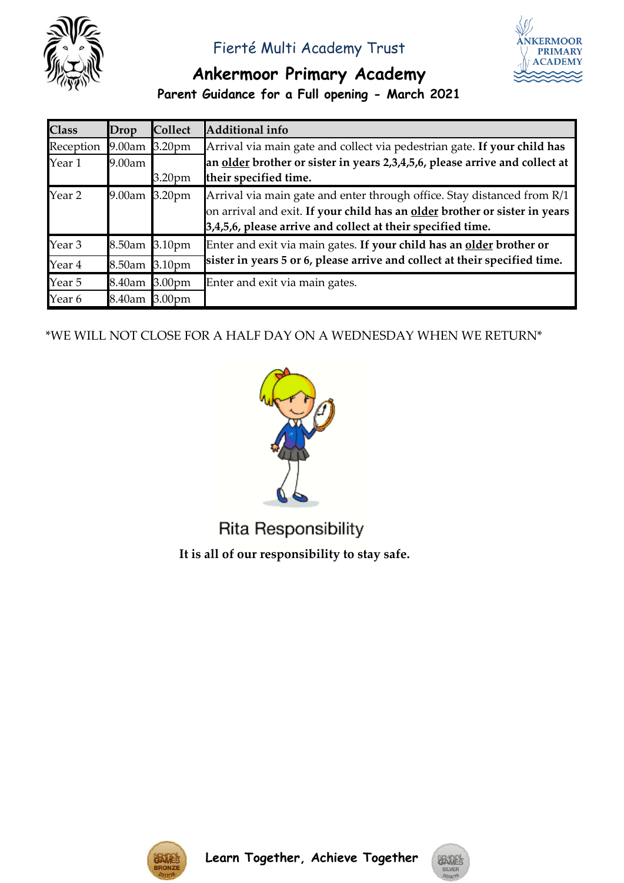Fierté Multi Academy Trust

# Ankermoor Primary Academy

## Parent Guidance for a Full opening - March 2021

| Class | Drop | Collect | Additional info |
|---|---|---|---|
| Reception | 9.00am | 3.20pm | Arrival via main gate and collect via pedestrian gate. **If your child has an <u>older</u> brother or sister in years 2,3,4,5,6, please arrive and collect at their specified time.** |
| Year 1 | 9.00am | 3.20pm | |
| Year 2 | 9.00am | 3.20pm | Arrival via main gate and enter through office. Stay distanced from R/1 on arrival and exit. **If your child has an <u>older</u> brother or sister in years 3,4,5,6, please arrive and collect at their specified time.** |
| Year 3 | 8.50am | 3.10pm | Enter and exit via main gates. **If your child has an <u>older</u> brother or sister in years 5 or 6, please arrive and collect at their specified time.** |
| Year 4 | 8.50am | 3.10pm | |
| Year 5 | 8.40am | 3.00pm | Enter and exit via main gates. |
| Year 6 | 8.40am | 3.00pm | |

*WE WILL NOT CLOSE FOR A HALF DAY ON A WEDNESDAY WHEN WE RETURN*

Rita Responsibility

**It is all of our responsibility to stay safe.**

**Learn Together, Achieve Together**